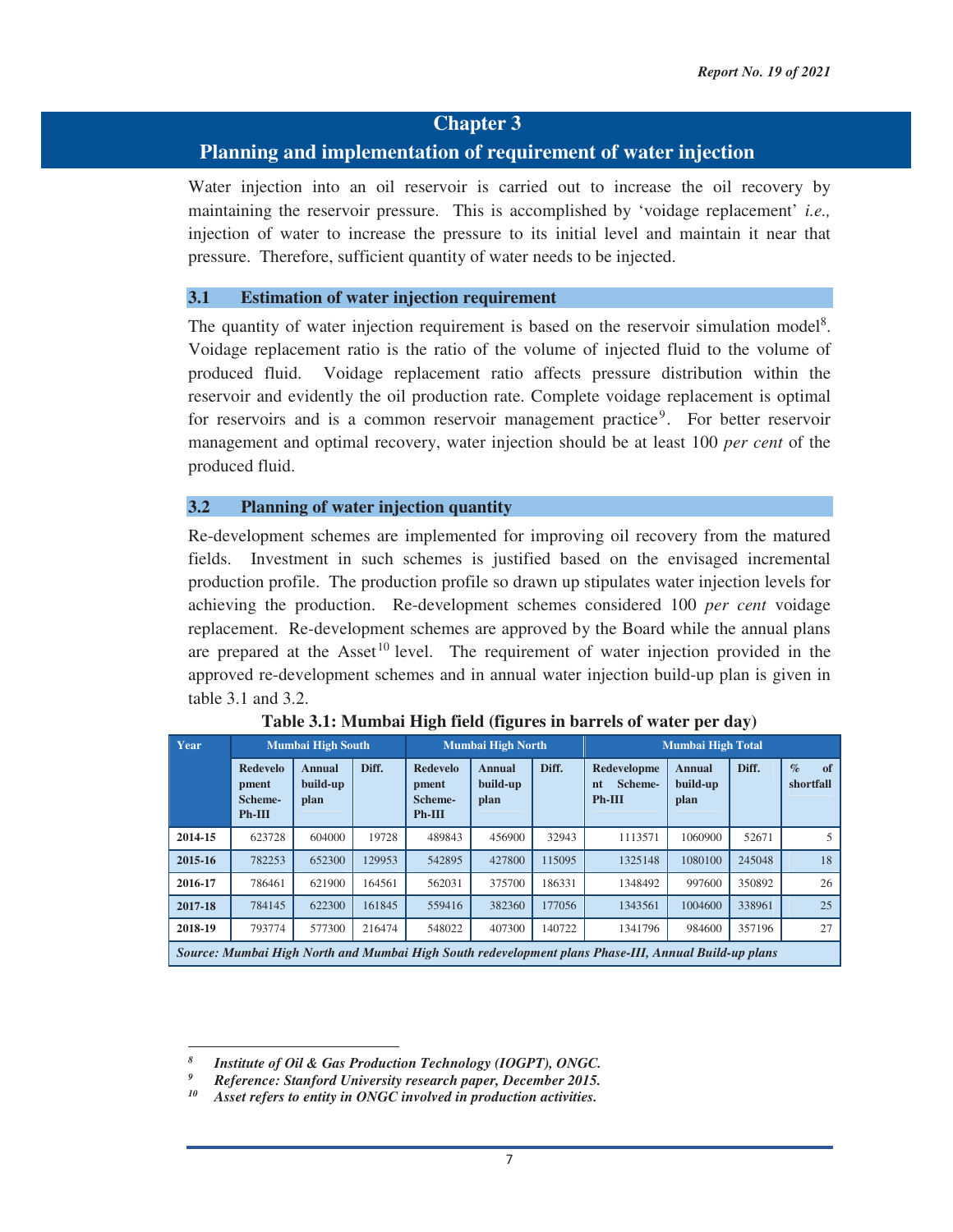# Chapter 3

## Planning and implementation of requirement of water injection

Water injection into an oil reservoir is carried out to increase the oil recovery by maintaining the reservoir pressure. This is accomplished by 'voidage replacement' *i.e.,* injection of water to increase the pressure to its initial level and maintain it near that pressure. Therefore, sufficient quantity of water needs to be injected.

### 3.1 Estimation of water injection requirement

The quantity of water injection requirement is based on the reservoir simulation model[8]. Voidage replacement ratio is the ratio of the volume of injected fluid to the volume of produced fluid. Voidage replacement ratio affects pressure distribution within the reservoir and evidently the oil production rate. Complete voidage replacement is optimal for reservoirs and is a common reservoir management practice[9]. For better reservoir management and optimal recovery, water injection should be at least 100 *per cent* of the produced fluid.

### 3.2 Planning of water injection quantity

Re-development schemes are implemented for improving oil recovery from the matured fields. Investment in such schemes is justified based on the envisaged incremental production profile. The production profile so drawn up stipulates water injection levels for achieving the production. Re-development schemes considered 100 *per cent* voidage replacement. Re-development schemes are approved by the Board while the annual plans are prepared at the Asset[10] level. The requirement of water injection provided in the approved re-development schemes and in annual water injection build-up plan is given in table 3.1 and 3.2.

**Table 3.1: Mumbai High field (figures in barrels of water per day)**

| Year | Mumbai High South | | | Mumbai High North | | | Mumbai High Total | | | |
|---|---|---|---|---|---|---|---|---|---|---|
| | Redevelopment Scheme-Ph-III | Annual build-up plan | Diff. | Redevelopment Scheme-Ph-III | Annual build-up plan | Diff. | Redevelopment Scheme-Ph-III | Annual build-up plan | Diff. | % of shortfall |
| 2014-15 | 623728 | 604000 | 19728 | 489843 | 456900 | 32943 | 1113571 | 1060900 | 52671 | 5 |
| 2015-16 | 782253 | 652300 | 129953 | 542895 | 427800 | 115095 | 1325148 | 1080100 | 245048 | 18 |
| 2016-17 | 786461 | 621900 | 164561 | 562031 | 375700 | 186331 | 1348492 | 997600 | 350892 | 26 |
| 2017-18 | 784145 | 622300 | 161845 | 559416 | 382360 | 177056 | 1343561 | 1004600 | 338961 | 25 |
| 2018-19 | 793774 | 577300 | 216474 | 548022 | 407300 | 140722 | 1341796 | 984600 | 357196 | 27 |

***Source: Mumbai High North and Mumbai High South redevelopment plans Phase-III, Annual Build-up plans***

---

*[8] Institute of Oil & Gas Production Technology (IOGPT), ONGC.*
*[9] Reference: Stanford University research paper, December 2015.*
*[10] Asset refers to entity in ONGC involved in production activities.*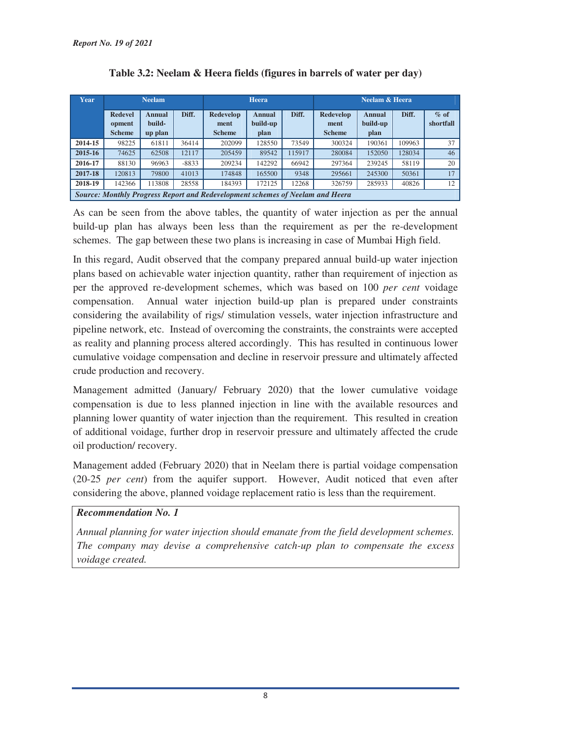**Table 3.2: Neelam & Heera fields (figures in barrels of water per day)**

| Year | Neelam | | | Heera | | | Neelam & Heera | | | |
|---|---|---|---|---|---|---|---|---|---|---|
| | Redevelopment Scheme | Annual build-up plan | Diff. | Redevelopment Scheme | Annual build-up plan | Diff. | Redevelopment Scheme | Annual build-up plan | Diff. | % of shortfall |
| 2014-15 | 98225 | 61811 | 36414 | 202099 | 128550 | 73549 | 300324 | 190361 | 109963 | 37 |
| 2015-16 | 74625 | 62508 | 12117 | 205459 | 89542 | 115917 | 280084 | 152050 | 128034 | 46 |
| 2016-17 | 88130 | 96963 | -8833 | 209234 | 142292 | 66942 | 297364 | 239245 | 58119 | 20 |
| 2017-18 | 120813 | 79800 | 41013 | 174848 | 165500 | 9348 | 295661 | 245300 | 50361 | 17 |
| 2018-19 | 142366 | 113808 | 28558 | 184393 | 172125 | 12268 | 326759 | 285933 | 40826 | 12 |

***Source: Monthly Progress Report and Redevelopment schemes of Neelam and Heera***

As can be seen from the above tables, the quantity of water injection as per the annual build-up plan has always been less than the requirement as per the re-development schemes. The gap between these two plans is increasing in case of Mumbai High field.

In this regard, Audit observed that the company prepared annual build-up water injection plans based on achievable water injection quantity, rather than requirement of injection as per the approved re-development schemes, which was based on 100 *per cent* voidage compensation. Annual water injection build-up plan is prepared under constraints considering the availability of rigs/ stimulation vessels, water injection infrastructure and pipeline network, etc. Instead of overcoming the constraints, the constraints were accepted as reality and planning process altered accordingly. This has resulted in continuous lower cumulative voidage compensation and decline in reservoir pressure and ultimately affected crude production and recovery.

Management admitted (January/ February 2020) that the lower cumulative voidage compensation is due to less planned injection in line with the available resources and planning lower quantity of water injection than the requirement. This resulted in creation of additional voidage, further drop in reservoir pressure and ultimately affected the crude oil production/ recovery.

Management added (February 2020) that in Neelam there is partial voidage compensation (20-25 *per cent*) from the aquifer support. However, Audit noticed that even after considering the above, planned voidage replacement ratio is less than the requirement.

> ***Recommendation No. 1***
>
> *Annual planning for water injection should emanate from the field development schemes. The company may devise a comprehensive catch-up plan to compensate the excess voidage created.*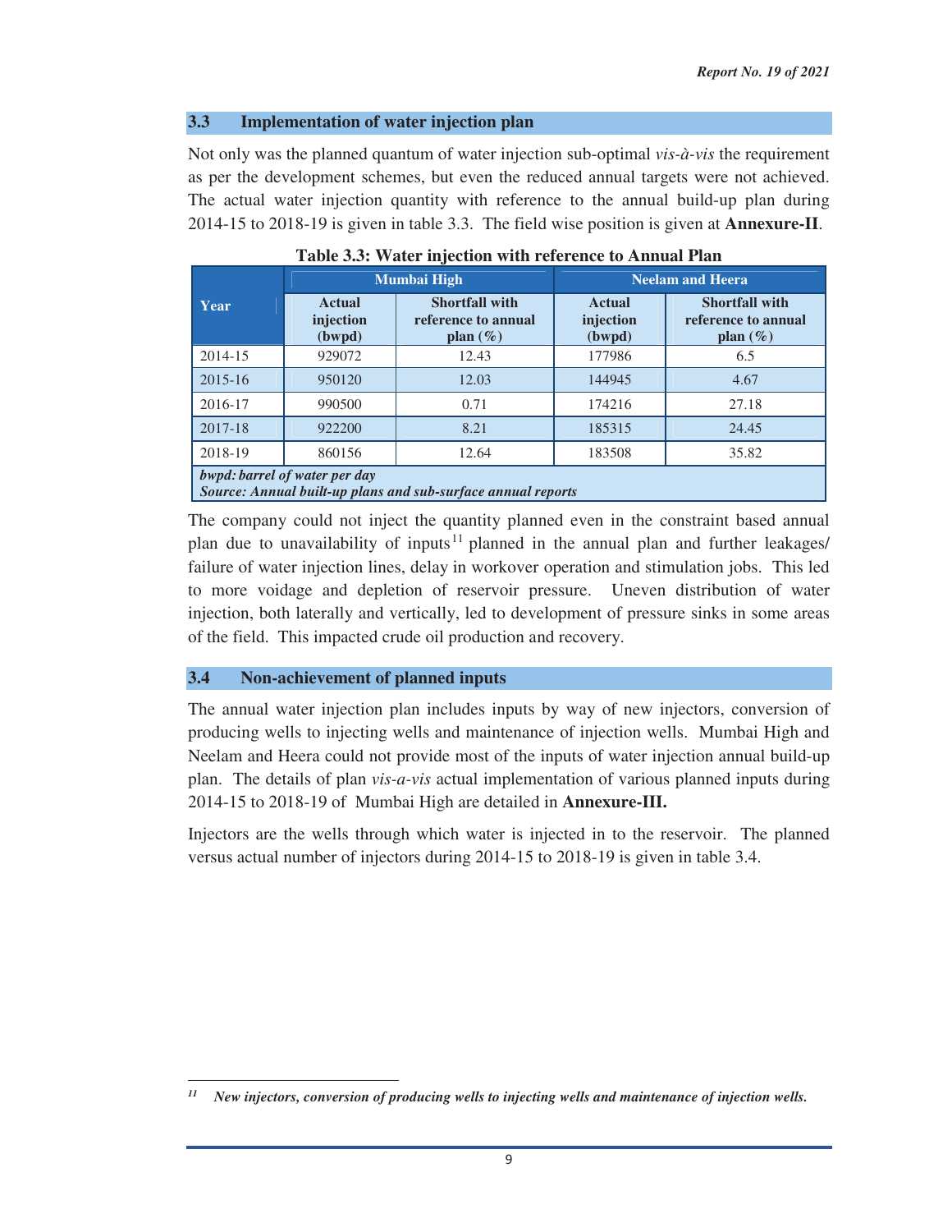## 3.3 Implementation of water injection plan

Not only was the planned quantum of water injection sub-optimal *vis-à-vis* the requirement as per the development schemes, but even the reduced annual targets were not achieved. The actual water injection quantity with reference to the annual build-up plan during 2014-15 to 2018-19 is given in table 3.3. The field wise position is given at **Annexure-II**.

**Table 3.3: Water injection with reference to Annual Plan**

| Year | Mumbai High | | Neelam and Heera | |
|---|---|---|---|---|
| | Actual injection (bwpd) | Shortfall with reference to annual plan (%) | Actual injection (bwpd) | Shortfall with reference to annual plan (%) |
| 2014-15 | 929072 | 12.43 | 177986 | 6.5 |
| 2015-16 | 950120 | 12.03 | 144945 | 4.67 |
| 2016-17 | 990500 | 0.71 | 174216 | 27.18 |
| 2017-18 | 922200 | 8.21 | 185315 | 24.45 |
| 2018-19 | 860156 | 12.64 | 183508 | 35.82 |

***bwpd: barrel of water per day***
***Source: Annual built-up plans and sub-surface annual reports***

The company could not inject the quantity planned even in the constraint based annual plan due to unavailability of inputs[11] planned in the annual plan and further leakages/ failure of water injection lines, delay in workover operation and stimulation jobs. This led to more voidage and depletion of reservoir pressure. Uneven distribution of water injection, both laterally and vertically, led to development of pressure sinks in some areas of the field. This impacted crude oil production and recovery.

## 3.4 Non-achievement of planned inputs

The annual water injection plan includes inputs by way of new injectors, conversion of producing wells to injecting wells and maintenance of injection wells. Mumbai High and Neelam and Heera could not provide most of the inputs of water injection annual build-up plan. The details of plan *vis-a-vis* actual implementation of various planned inputs during 2014-15 to 2018-19 of Mumbai High are detailed in **Annexure-III.**

Injectors are the wells through which water is injected in to the reservoir. The planned versus actual number of injectors during 2014-15 to 2018-19 is given in table 3.4.

---

[11] ***New injectors, conversion of producing wells to injecting wells and maintenance of injection wells.***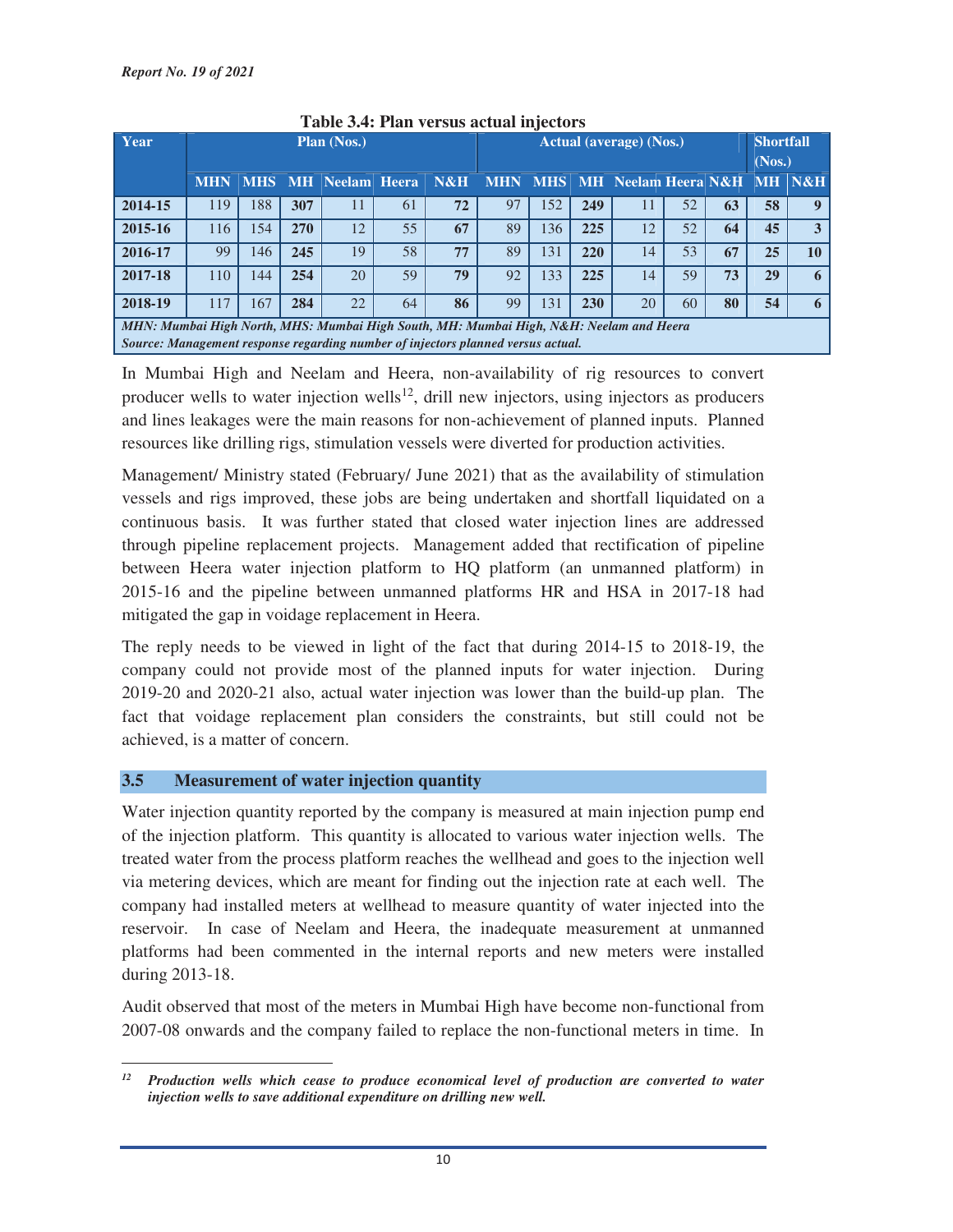**Table 3.4: Plan versus actual injectors**

| Year | Plan (Nos.) | | | | | | Actual (average) (Nos.) | | | | | | Shortfall (Nos.) | |
|---|---|---|---|---|---|---|---|---|---|---|---|---|---|---|
| | MHN | MHS | MH | Neelam | Heera | N&H | MHN | MHS | MH | Neelam | Heera | N&H | MH | N&H |
| **2014-15** | 119 | 188 | **307** | 11 | 61 | **72** | 97 | 152 | **249** | 11 | 52 | **63** | **58** | **9** |
| **2015-16** | 116 | 154 | **270** | 12 | 55 | **67** | 89 | 136 | **225** | 12 | 52 | **64** | **45** | **3** |
| **2016-17** | 99 | 146 | **245** | 19 | 58 | **77** | 89 | 131 | **220** | 14 | 53 | **67** | **25** | **10** |
| **2017-18** | 110 | 144 | **254** | 20 | 59 | **79** | 92 | 133 | **225** | 14 | 59 | **73** | **29** | **6** |
| **2018-19** | 117 | 167 | **284** | 22 | 64 | **86** | 99 | 131 | **230** | 20 | 60 | **80** | **54** | **6** |

***MHN: Mumbai High North, MHS: Mumbai High South, MH: Mumbai High, N&H: Neelam and Heera***
***Source: Management response regarding number of injectors planned versus actual.***

In Mumbai High and Neelam and Heera, non-availability of rig resources to convert producer wells to water injection wells[12], drill new injectors, using injectors as producers and lines leakages were the main reasons for non-achievement of planned inputs. Planned resources like drilling rigs, stimulation vessels were diverted for production activities.

Management/ Ministry stated (February/ June 2021) that as the availability of stimulation vessels and rigs improved, these jobs are being undertaken and shortfall liquidated on a continuous basis. It was further stated that closed water injection lines are addressed through pipeline replacement projects. Management added that rectification of pipeline between Heera water injection platform to HQ platform (an unmanned platform) in 2015-16 and the pipeline between unmanned platforms HR and HSA in 2017-18 had mitigated the gap in voidage replacement in Heera.

The reply needs to be viewed in light of the fact that during 2014-15 to 2018-19, the company could not provide most of the planned inputs for water injection. During 2019-20 and 2020-21 also, actual water injection was lower than the build-up plan. The fact that voidage replacement plan considers the constraints, but still could not be achieved, is a matter of concern.

## 3.5 Measurement of water injection quantity

Water injection quantity reported by the company is measured at main injection pump end of the injection platform. This quantity is allocated to various water injection wells. The treated water from the process platform reaches the wellhead and goes to the injection well via metering devices, which are meant for finding out the injection rate at each well. The company had installed meters at wellhead to measure quantity of water injected into the reservoir. In case of Neelam and Heera, the inadequate measurement at unmanned platforms had been commented in the internal reports and new meters were installed during 2013-18.

Audit observed that most of the meters in Mumbai High have become non-functional from 2007-08 onwards and the company failed to replace the non-functional meters in time. In

---

[12] *Production wells which cease to produce economical level of production are converted to water injection wells to save additional expenditure on drilling new well.*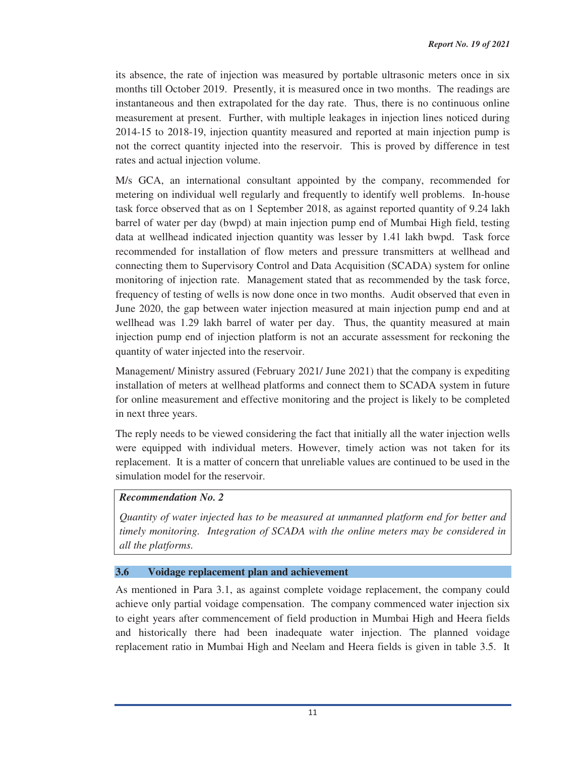its absence, the rate of injection was measured by portable ultrasonic meters once in six months till October 2019. Presently, it is measured once in two months. The readings are instantaneous and then extrapolated for the day rate. Thus, there is no continuous online measurement at present. Further, with multiple leakages in injection lines noticed during 2014-15 to 2018-19, injection quantity measured and reported at main injection pump is not the correct quantity injected into the reservoir. This is proved by difference in test rates and actual injection volume.

M/s GCA, an international consultant appointed by the company, recommended for metering on individual well regularly and frequently to identify well problems. In-house task force observed that as on 1 September 2018, as against reported quantity of 9.24 lakh barrel of water per day (bwpd) at main injection pump end of Mumbai High field, testing data at wellhead indicated injection quantity was lesser by 1.41 lakh bwpd. Task force recommended for installation of flow meters and pressure transmitters at wellhead and connecting them to Supervisory Control and Data Acquisition (SCADA) system for online monitoring of injection rate. Management stated that as recommended by the task force, frequency of testing of wells is now done once in two months. Audit observed that even in June 2020, the gap between water injection measured at main injection pump end and at wellhead was 1.29 lakh barrel of water per day. Thus, the quantity measured at main injection pump end of injection platform is not an accurate assessment for reckoning the quantity of water injected into the reservoir.

Management/ Ministry assured (February 2021/ June 2021) that the company is expediting installation of meters at wellhead platforms and connect them to SCADA system in future for online measurement and effective monitoring and the project is likely to be completed in next three years.

The reply needs to be viewed considering the fact that initially all the water injection wells were equipped with individual meters. However, timely action was not taken for its replacement. It is a matter of concern that unreliable values are continued to be used in the simulation model for the reservoir.

> ***Recommendation No. 2***
>
> *Quantity of water injected has to be measured at unmanned platform end for better and timely monitoring. Integration of SCADA with the online meters may be considered in all the platforms.*

### 3.6 Voidage replacement plan and achievement

As mentioned in Para 3.1, as against complete voidage replacement, the company could achieve only partial voidage compensation. The company commenced water injection six to eight years after commencement of field production in Mumbai High and Heera fields and historically there had been inadequate water injection. The planned voidage replacement ratio in Mumbai High and Neelam and Heera fields is given in table 3.5. It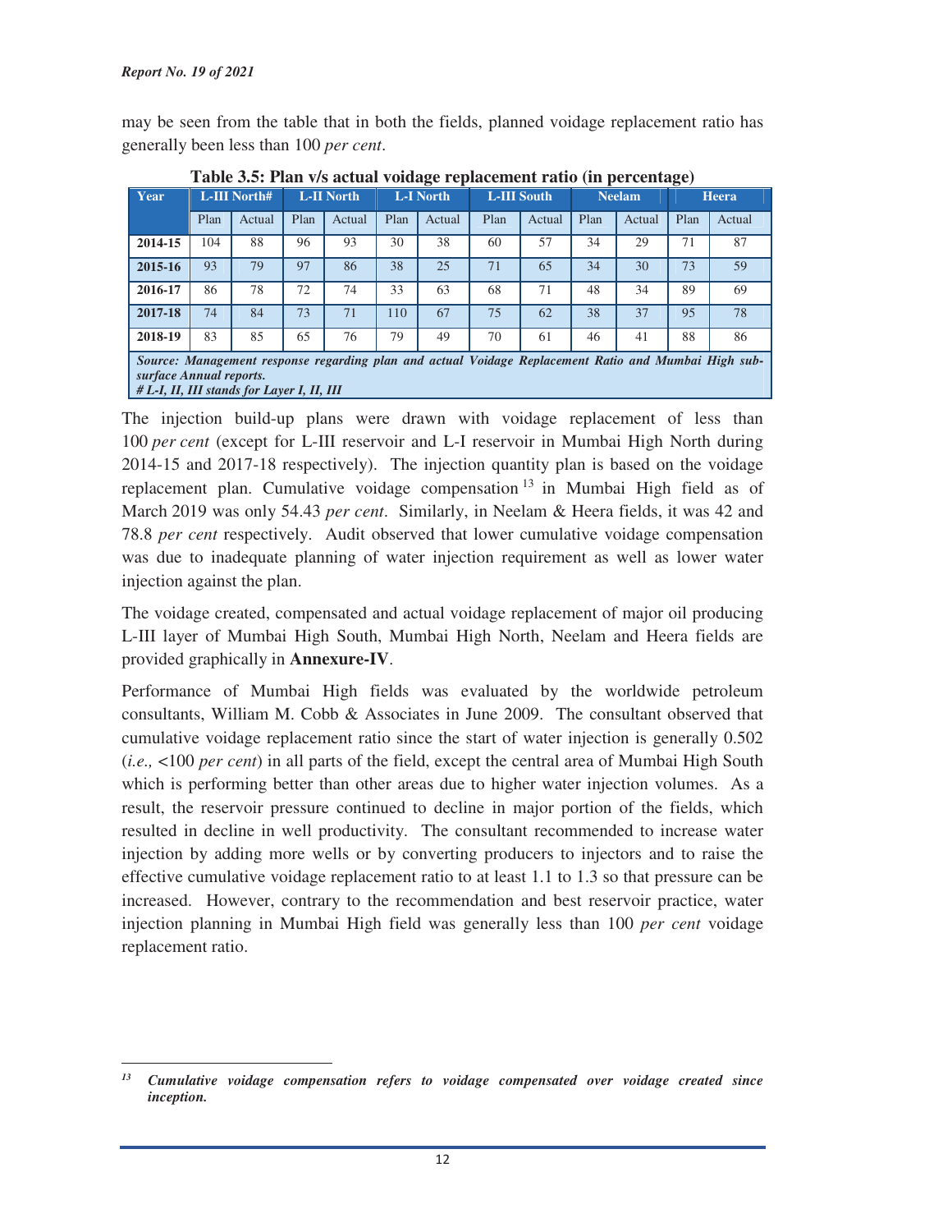may be seen from the table that in both the fields, planned voidage replacement ratio has generally been less than 100 *per cent*.

**Table 3.5: Plan v/s actual voidage replacement ratio (in percentage)**

| Year | L-III North# | | L-II North | | L-I North | | L-III South | | Neelam | | Heera | |
|---|---|---|---|---|---|---|---|---|---|---|---|---|
| | Plan | Actual | Plan | Actual | Plan | Actual | Plan | Actual | Plan | Actual | Plan | Actual |
| **2014-15** | 104 | 88 | 96 | 93 | 30 | 38 | 60 | 57 | 34 | 29 | 71 | 87 |
| **2015-16** | 93 | 79 | 97 | 86 | 38 | 25 | 71 | 65 | 34 | 30 | 73 | 59 |
| **2016-17** | 86 | 78 | 72 | 74 | 33 | 63 | 68 | 71 | 48 | 34 | 89 | 69 |
| **2017-18** | 74 | 84 | 73 | 71 | 110 | 67 | 75 | 62 | 38 | 37 | 95 | 78 |
| **2018-19** | 83 | 85 | 65 | 76 | 79 | 49 | 70 | 61 | 46 | 41 | 88 | 86 |

***Source: Management response regarding plan and actual Voidage Replacement Ratio and Mumbai High sub-surface Annual reports.***
***# L-I, II, III stands for Layer I, II, III***

The injection build-up plans were drawn with voidage replacement of less than 100 *per cent* (except for L-III reservoir and L-I reservoir in Mumbai High North during 2014-15 and 2017-18 respectively). The injection quantity plan is based on the voidage replacement plan. Cumulative voidage compensation[13] in Mumbai High field as of March 2019 was only 54.43 *per cent*. Similarly, in Neelam & Heera fields, it was 42 and 78.8 *per cent* respectively. Audit observed that lower cumulative voidage compensation was due to inadequate planning of water injection requirement as well as lower water injection against the plan.

The voidage created, compensated and actual voidage replacement of major oil producing L-III layer of Mumbai High South, Mumbai High North, Neelam and Heera fields are provided graphically in **Annexure-IV**.

Performance of Mumbai High fields was evaluated by the worldwide petroleum consultants, William M. Cobb & Associates in June 2009. The consultant observed that cumulative voidage replacement ratio since the start of water injection is generally 0.502 (*i.e.,* <100 *per cent*) in all parts of the field, except the central area of Mumbai High South which is performing better than other areas due to higher water injection volumes. As a result, the reservoir pressure continued to decline in major portion of the fields, which resulted in decline in well productivity. The consultant recommended to increase water injection by adding more wells or by converting producers to injectors and to raise the effective cumulative voidage replacement ratio to at least 1.1 to 1.3 so that pressure can be increased. However, contrary to the recommendation and best reservoir practice, water injection planning in Mumbai High field was generally less than 100 *per cent* voidage replacement ratio.

---

[13] ***Cumulative voidage compensation refers to voidage compensated over voidage created since inception.***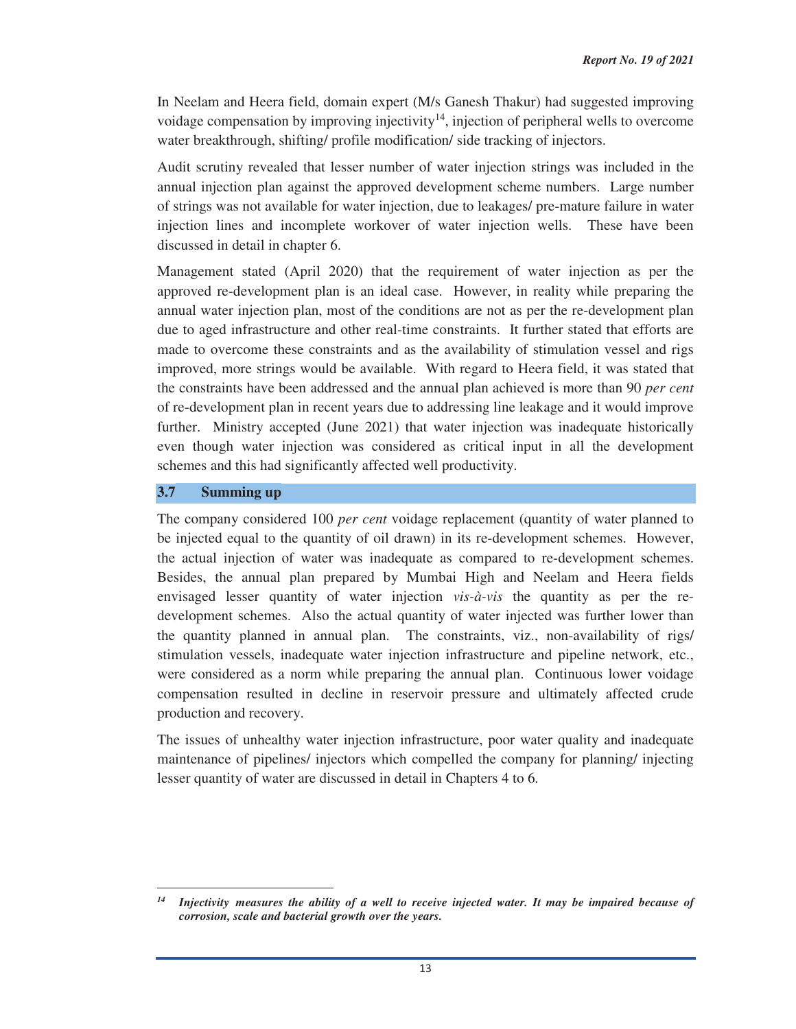In Neelam and Heera field, domain expert (M/s Ganesh Thakur) had suggested improving voidage compensation by improving injectivity[14], injection of peripheral wells to overcome water breakthrough, shifting/ profile modification/ side tracking of injectors.

Audit scrutiny revealed that lesser number of water injection strings was included in the annual injection plan against the approved development scheme numbers. Large number of strings was not available for water injection, due to leakages/ pre-mature failure in water injection lines and incomplete workover of water injection wells. These have been discussed in detail in chapter 6.

Management stated (April 2020) that the requirement of water injection as per the approved re-development plan is an ideal case. However, in reality while preparing the annual water injection plan, most of the conditions are not as per the re-development plan due to aged infrastructure and other real-time constraints. It further stated that efforts are made to overcome these constraints and as the availability of stimulation vessel and rigs improved, more strings would be available. With regard to Heera field, it was stated that the constraints have been addressed and the annual plan achieved is more than 90 *per cent* of re-development plan in recent years due to addressing line leakage and it would improve further. Ministry accepted (June 2021) that water injection was inadequate historically even though water injection was considered as critical input in all the development schemes and this had significantly affected well productivity.

## 3.7 Summing up

The company considered 100 *per cent* voidage replacement (quantity of water planned to be injected equal to the quantity of oil drawn) in its re-development schemes. However, the actual injection of water was inadequate as compared to re-development schemes. Besides, the annual plan prepared by Mumbai High and Neelam and Heera fields envisaged lesser quantity of water injection *vis-à-vis* the quantity as per the re-development schemes. Also the actual quantity of water injected was further lower than the quantity planned in annual plan. The constraints, viz., non-availability of rigs/ stimulation vessels, inadequate water injection infrastructure and pipeline network, etc., were considered as a norm while preparing the annual plan. Continuous lower voidage compensation resulted in decline in reservoir pressure and ultimately affected crude production and recovery.

The issues of unhealthy water injection infrastructure, poor water quality and inadequate maintenance of pipelines/ injectors which compelled the company for planning/ injecting lesser quantity of water are discussed in detail in Chapters 4 to 6.

---

[14] ***Injectivity measures the ability of a well to receive injected water. It may be impaired because of corrosion, scale and bacterial growth over the years.***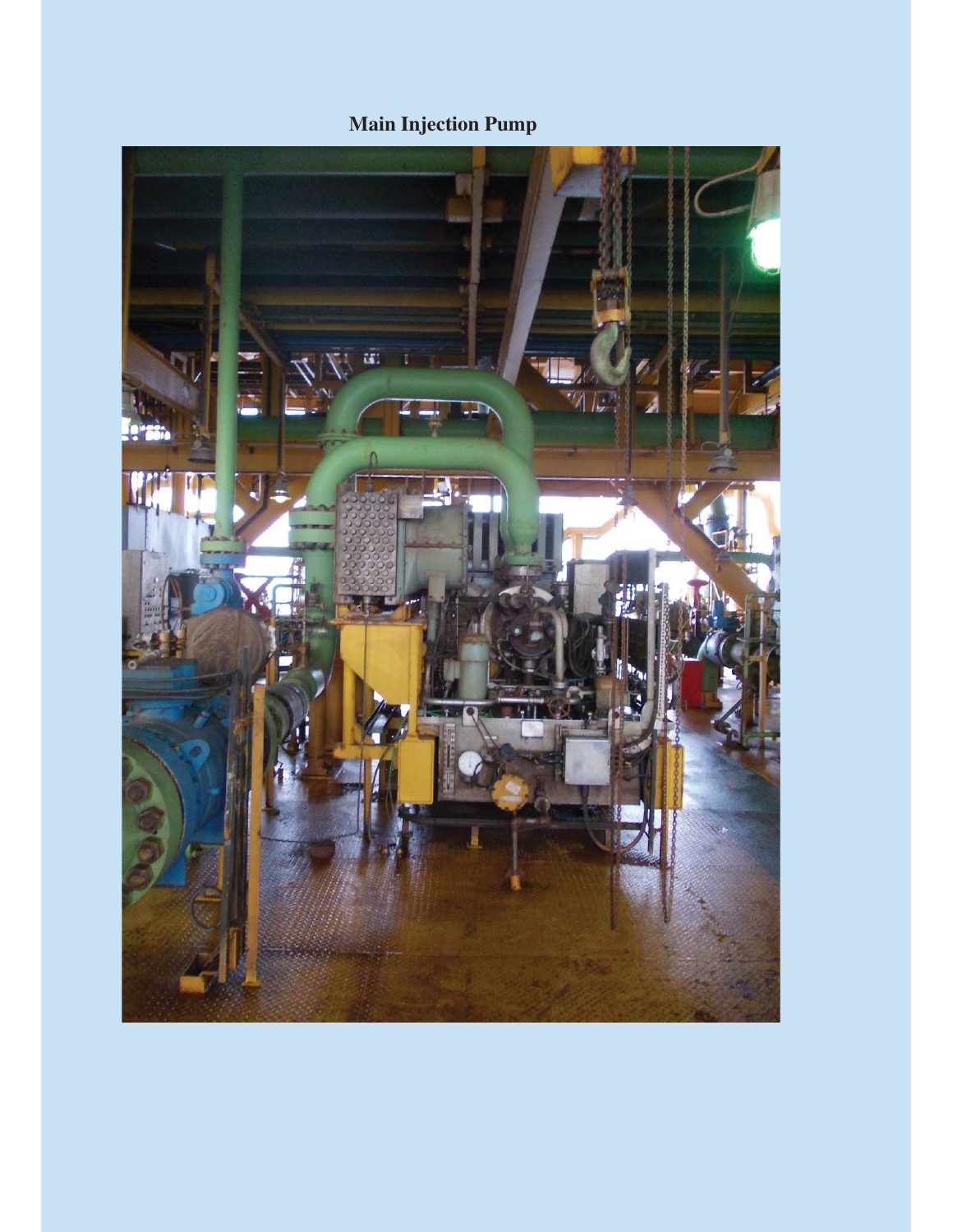**Main Injection Pump**